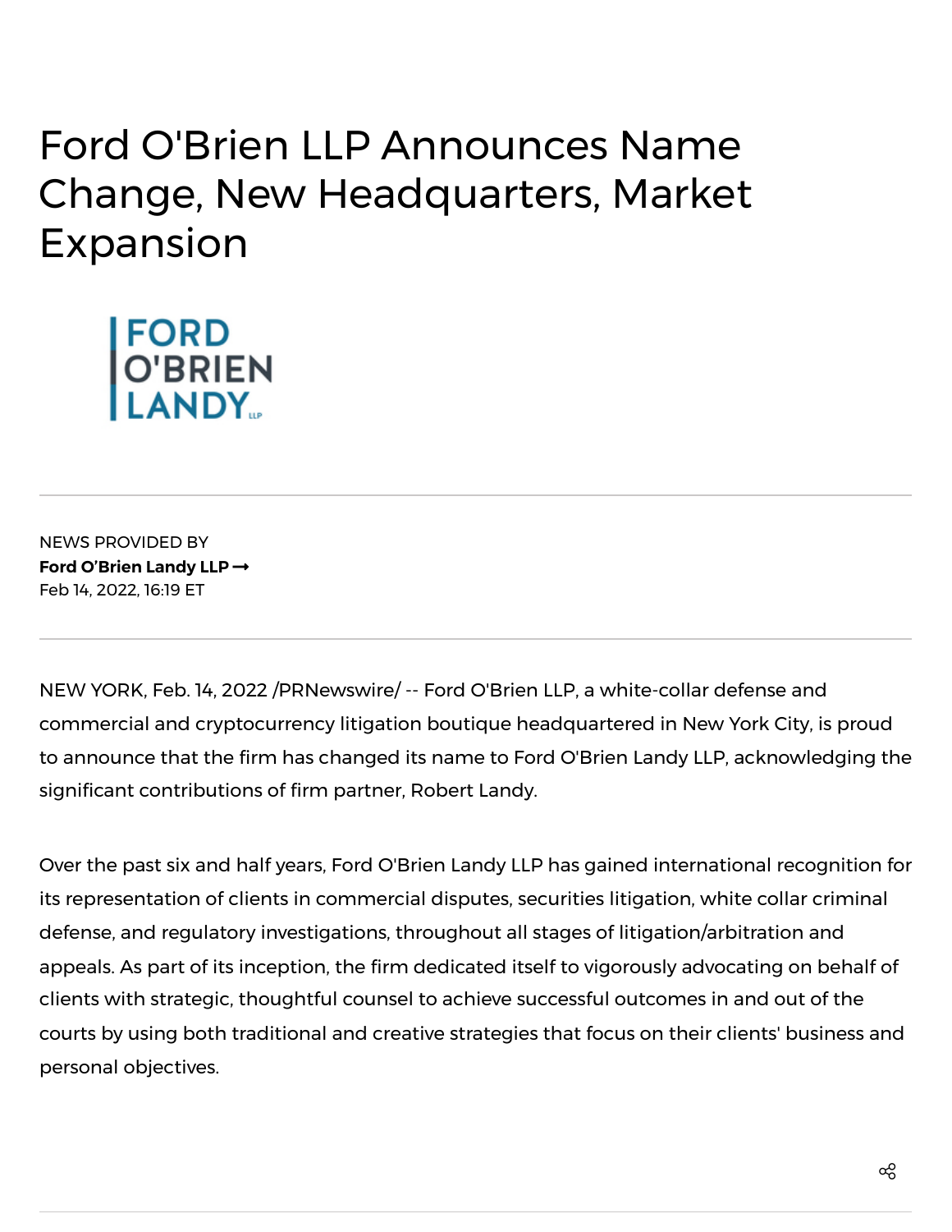# Ford O'Brien LLP Announces Name Change, New Headquarters, Market Expansion

FORD O'BRIEN LANDY LLP

NEWS PROVIDED BY
**Ford O'Brien Landy LLP →**
Feb 14, 2022, 16:19 ET

NEW YORK, Feb. 14, 2022 /PRNewswire/ -- Ford O'Brien LLP, a white-collar defense and commercial and cryptocurrency litigation boutique headquartered in New York City, is proud to announce that the firm has changed its name to Ford O'Brien Landy LLP, acknowledging the significant contributions of firm partner, Robert Landy.

Over the past six and half years, Ford O'Brien Landy LLP has gained international recognition for its representation of clients in commercial disputes, securities litigation, white collar criminal defense, and regulatory investigations, throughout all stages of litigation/arbitration and appeals. As part of its inception, the firm dedicated itself to vigorously advocating on behalf of clients with strategic, thoughtful counsel to achieve successful outcomes in and out of the courts by using both traditional and creative strategies that focus on their clients' business and personal objectives.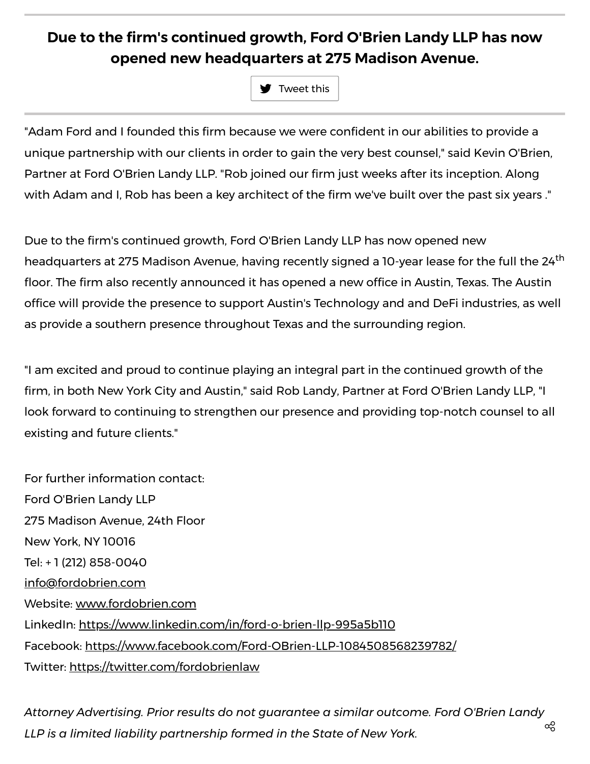**Due to the firm's continued growth, Ford O'Brien Landy LLP has now opened new headquarters at 275 Madison Avenue.**

Tweet this

"Adam Ford and I founded this firm because we were confident in our abilities to provide a unique partnership with our clients in order to gain the very best counsel," said Kevin O'Brien, Partner at Ford O'Brien Landy LLP. "Rob joined our firm just weeks after its inception. Along with Adam and I, Rob has been a key architect of the firm we've built over the past six years ."

Due to the firm's continued growth, Ford O'Brien Landy LLP has now opened new headquarters at 275 Madison Avenue, having recently signed a 10-year lease for the full the 24th floor. The firm also recently announced it has opened a new office in Austin, Texas. The Austin office will provide the presence to support Austin's Technology and and DeFi industries, as well as provide a southern presence throughout Texas and the surrounding region.

"I am excited and proud to continue playing an integral part in the continued growth of the firm, in both New York City and Austin," said Rob Landy, Partner at Ford O'Brien Landy LLP, "I look forward to continuing to strengthen our presence and providing top-notch counsel to all existing and future clients."

For further information contact:
Ford O'Brien Landy LLP
275 Madison Avenue, 24th Floor
New York, NY 10016
Tel: + 1 (212) 858-0040
info@fordobrien.com
Website: www.fordobrien.com
LinkedIn: https://www.linkedin.com/in/ford-o-brien-llp-995a5b110
Facebook: https://www.facebook.com/Ford-OBrien-LLP-1084508568239782/
Twitter: https://twitter.com/fordobrienlaw

*Attorney Advertising. Prior results do not guarantee a similar outcome. Ford O'Brien Landy LLP is a limited liability partnership formed in the State of New York.*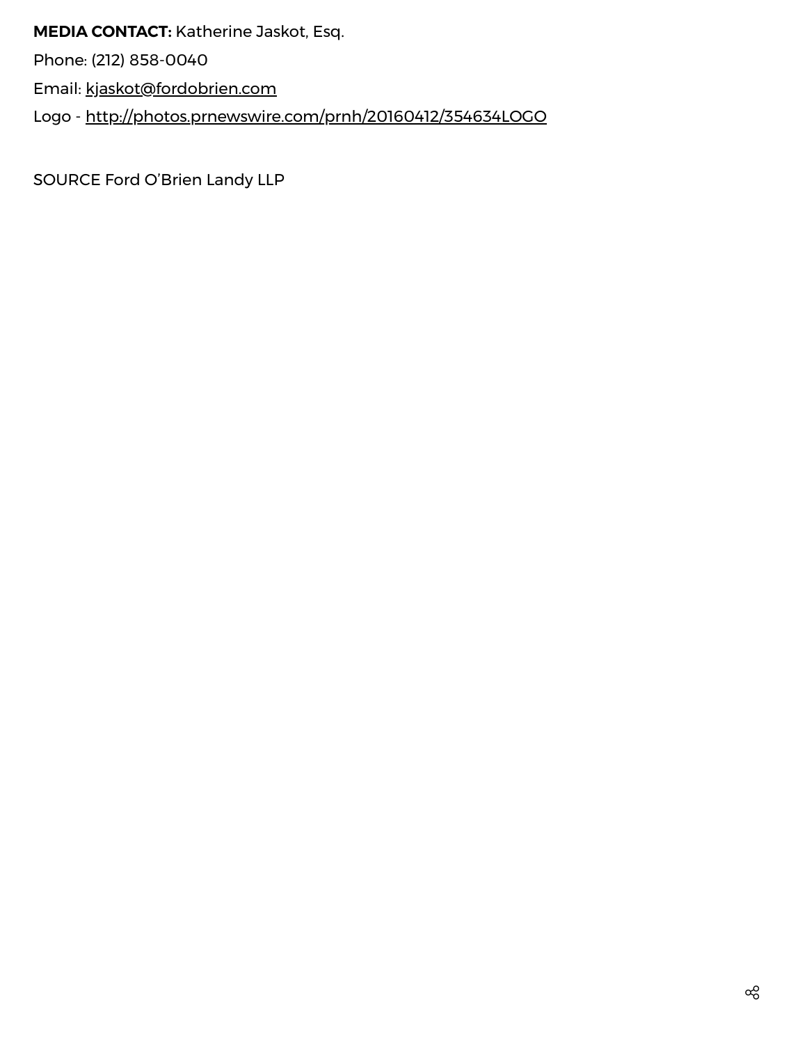**MEDIA CONTACT:** Katherine Jaskot, Esq.

Phone: (212) 858-0040

Email: kjaskot@fordobrien.com

Logo - http://photos.prnewswire.com/prnh/20160412/354634LOGO

SOURCE Ford O'Brien Landy LLP